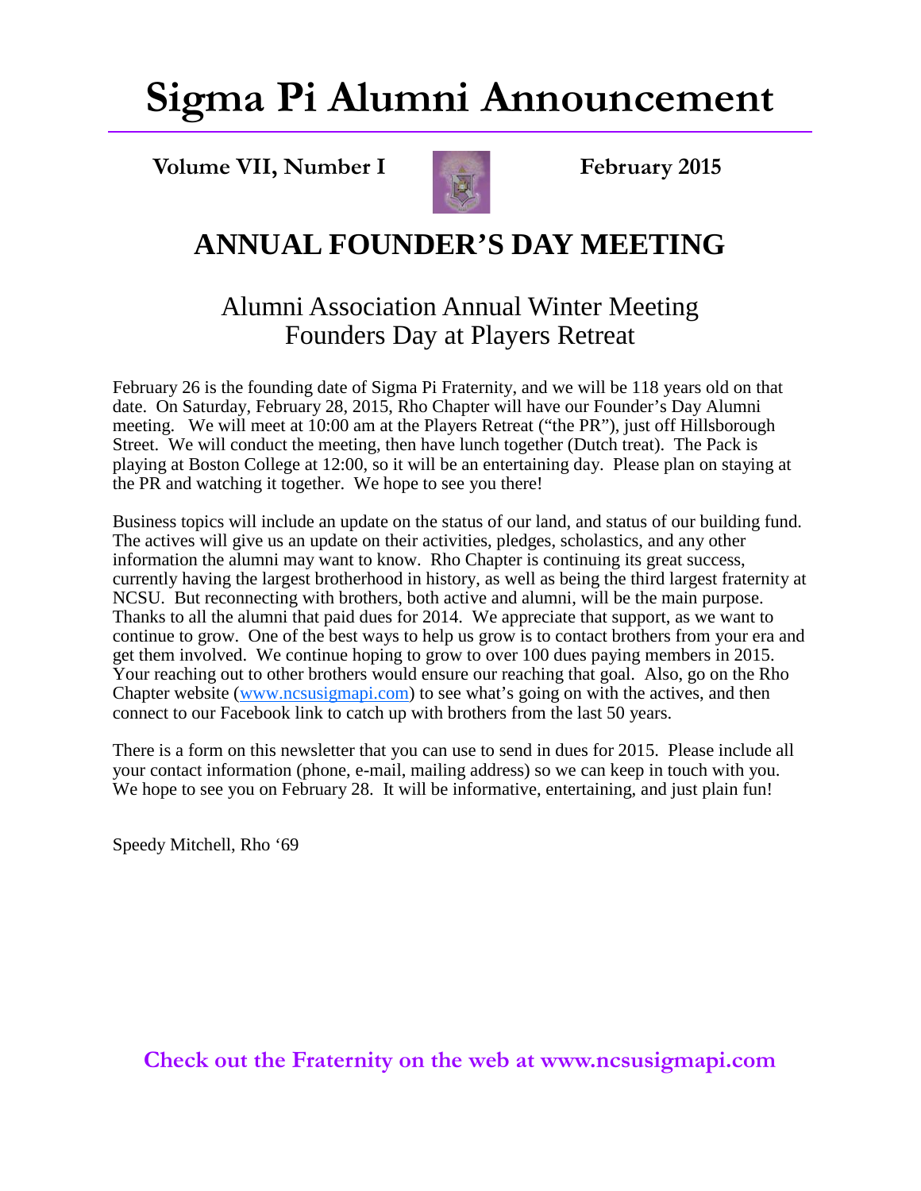# Sigma Pi Alumni Announcement

**Volume VII, Number I** **February 2015**

## ANNUAL FOUNDER'S DAY MEETING

### Alumni Association Annual Winter Meeting
### Founders Day at Players Retreat

February 26 is the founding date of Sigma Pi Fraternity, and we will be 118 years old on that date. On Saturday, February 28, 2015, Rho Chapter will have our Founder's Day Alumni meeting. We will meet at 10:00 am at the Players Retreat ("the PR"), just off Hillsborough Street. We will conduct the meeting, then have lunch together (Dutch treat). The Pack is playing at Boston College at 12:00, so it will be an entertaining day. Please plan on staying at the PR and watching it together. We hope to see you there!

Business topics will include an update on the status of our land, and status of our building fund. The actives will give us an update on their activities, pledges, scholastics, and any other information the alumni may want to know. Rho Chapter is continuing its great success, currently having the largest brotherhood in history, as well as being the third largest fraternity at NCSU. But reconnecting with brothers, both active and alumni, will be the main purpose. Thanks to all the alumni that paid dues for 2014. We appreciate that support, as we want to continue to grow. One of the best ways to help us grow is to contact brothers from your era and get them involved. We continue hoping to grow to over 100 dues paying members in 2015. Your reaching out to other brothers would ensure our reaching that goal. Also, go on the Rho Chapter website (www.ncsusigmapi.com) to see what's going on with the actives, and then connect to our Facebook link to catch up with brothers from the last 50 years.

There is a form on this newsletter that you can use to send in dues for 2015. Please include all your contact information (phone, e-mail, mailing address) so we can keep in touch with you. We hope to see you on February 28. It will be informative, entertaining, and just plain fun!

Speedy Mitchell, Rho '69

**Check out the Fraternity on the web at www.ncsusigmapi.com**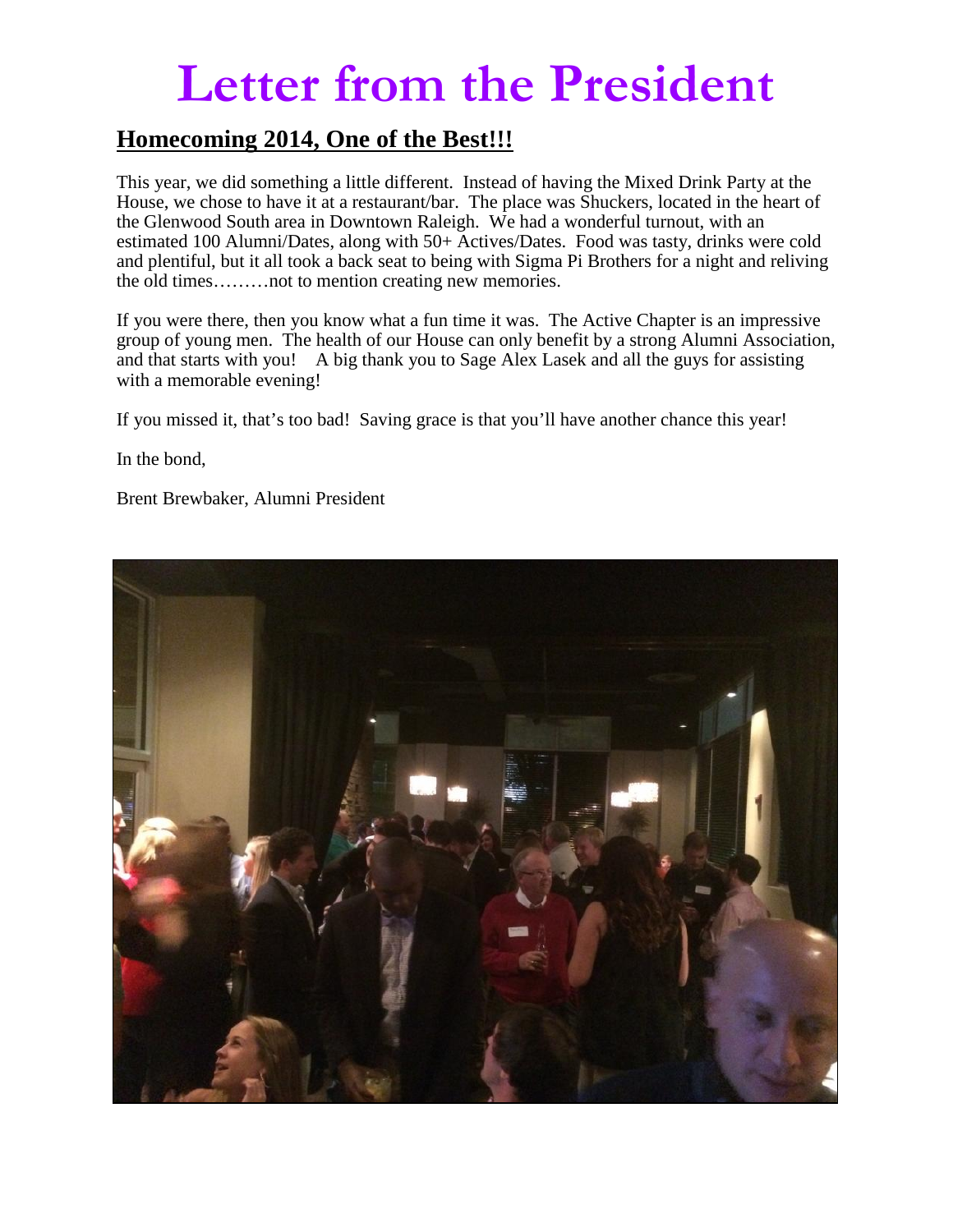# Letter from the President

## Homecoming 2014, One of the Best!!!

This year, we did something a little different. Instead of having the Mixed Drink Party at the House, we chose to have it at a restaurant/bar. The place was Shuckers, located in the heart of the Glenwood South area in Downtown Raleigh. We had a wonderful turnout, with an estimated 100 Alumni/Dates, along with 50+ Actives/Dates. Food was tasty, drinks were cold and plentiful, but it all took a back seat to being with Sigma Pi Brothers for a night and reliving the old times………not to mention creating new memories.

If you were there, then you know what a fun time it was. The Active Chapter is an impressive group of young men. The health of our House can only benefit by a strong Alumni Association, and that starts with you! A big thank you to Sage Alex Lasek and all the guys for assisting with a memorable evening!

If you missed it, that's too bad! Saving grace is that you'll have another chance this year!

In the bond,

Brent Brewbaker, Alumni President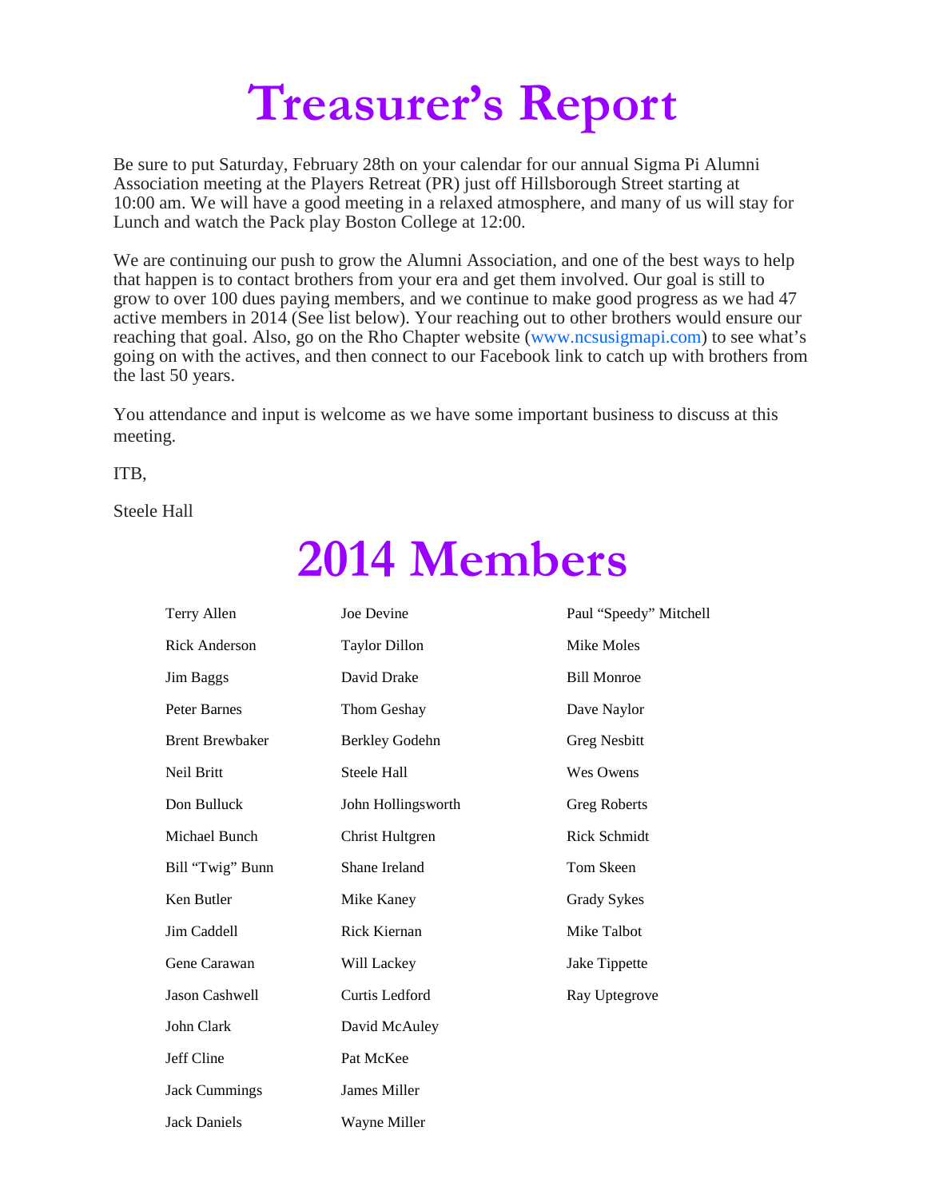# Treasurer's Report

Be sure to put Saturday, February 28th on your calendar for our annual Sigma Pi Alumni Association meeting at the Players Retreat (PR) just off Hillsborough Street starting at 10:00 am. We will have a good meeting in a relaxed atmosphere, and many of us will stay for Lunch and watch the Pack play Boston College at 12:00.

We are continuing our push to grow the Alumni Association, and one of the best ways to help that happen is to contact brothers from your era and get them involved. Our goal is still to grow to over 100 dues paying members, and we continue to make good progress as we had 47 active members in 2014 (See list below). Your reaching out to other brothers would ensure our reaching that goal. Also, go on the Rho Chapter website (www.ncsusigmapi.com) to see what's going on with the actives, and then connect to our Facebook link to catch up with brothers from the last 50 years.

You attendance and input is welcome as we have some important business to discuss at this meeting.

ITB,

Steele Hall

# 2014 Members

Terry Allen
Rick Anderson
Jim Baggs
Peter Barnes
Brent Brewbaker
Neil Britt
Don Bulluck
Michael Bunch
Bill "Twig" Bunn
Ken Butler
Jim Caddell
Gene Carawan
Jason Cashwell
John Clark
Jeff Cline
Jack Cummings
Jack Daniels
Joe Devine
Taylor Dillon
David Drake
Thom Geshay
Berkley Godehn
Steele Hall
John Hollingsworth
Christ Hultgren
Shane Ireland
Mike Kaney
Rick Kiernan
Will Lackey
Curtis Ledford
David McAuley
Pat McKee
James Miller
Wayne Miller
Paul "Speedy" Mitchell
Mike Moles
Bill Monroe
Dave Naylor
Greg Nesbitt
Wes Owens
Greg Roberts
Rick Schmidt
Tom Skeen
Grady Sykes
Mike Talbot
Jake Tippette
Ray Uptegrove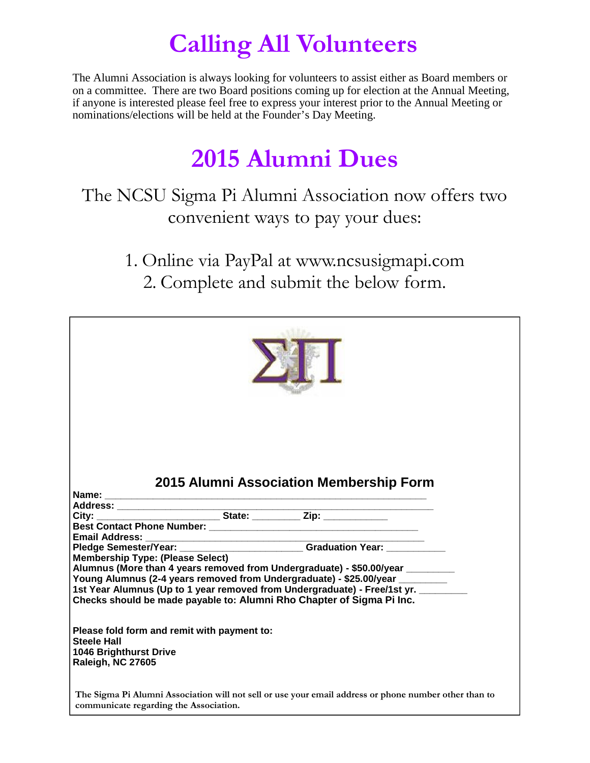# Calling All Volunteers

The Alumni Association is always looking for volunteers to assist either as Board members or on a committee. There are two Board positions coming up for election at the Annual Meeting, if anyone is interested please feel free to express your interest prior to the Annual Meeting or nominations/elections will be held at the Founder's Day Meeting.

# 2015 Alumni Dues

The NCSU Sigma Pi Alumni Association now offers two convenient ways to pay your dues:

1. Online via PayPal at www.ncsusigmapi.com
2. Complete and submit the below form.

## 2015 Alumni Association Membership Form

**Name:** ___________________________________________________________

**Address:** _________________________________________________________

**City:** _______________________ **State:** _________ **Zip:** ____________

**Best Contact Phone Number:** ________________________________________

**Email Address:** ______________________________________________________

**Pledge Semester/Year:** _______________________ **Graduation Year:** ___________

**Membership Type: (Please Select)**

**Alumnus (More than 4 years removed from Undergraduate) - $50.00/year** _________

**Young Alumnus (2-4 years removed from Undergraduate) - $25.00/year** _________

**1st Year Alumnus (Up to 1 year removed from Undergraduate) - Free/1st yr.** _________

**Checks should be made payable to: Alumni Rho Chapter of Sigma Pi Inc.**

**Please fold form and remit with payment to:**
**Steele Hall**
**1046 Brighthurst Drive**
**Raleigh, NC 27605**

**The Sigma Pi Alumni Association will not sell or use your email address or phone number other than to communicate regarding the Association.**